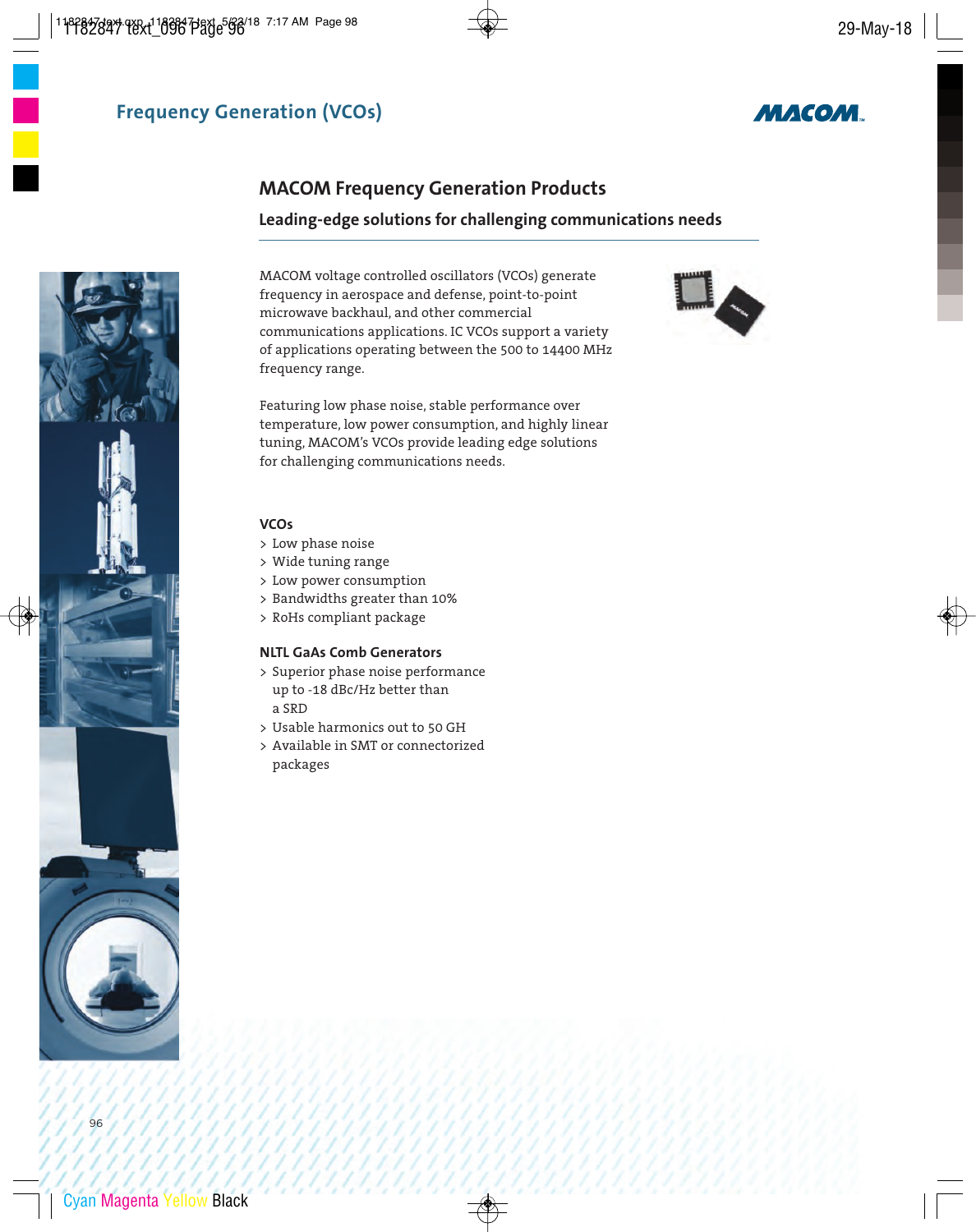## Frequency Generation (VCOs)

# MACOM Frequency Generation Products

### Leading-edge solutions for challenging communications needs

MACOM voltage controlled oscillators (VCOs) generate frequency in aerospace and defense, point-to-point microwave backhaul, and other commercial communications applications. IC VCOs support a variety of applications operating between the 500 to 14400 MHz frequency range.

Featuring low phase noise, stable performance over temperature, low power consumption, and highly linear tuning, MACOM's VCOs provide leading edge solutions for challenging communications needs.

**VCOs**

- Low phase noise
- Wide tuning range
- Low power consumption
- Bandwidths greater than 10%
- RoHs compliant package

**NLTL GaAs Comb Generators**

- Superior phase noise performance up to -18 dBc/Hz better than a SRD
- Usable harmonics out to 50 GH
- Available in SMT or connectorized packages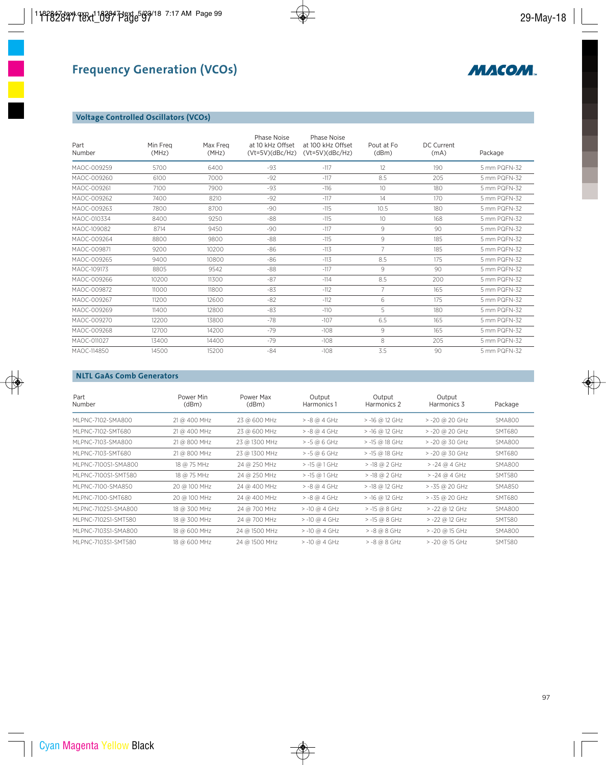# Frequency Generation (VCOs)

## Voltage Controlled Oscillators (VCOs)

| Part Number | Min Freq (MHz) | Max Freq (MHz) | Phase Noise at 10 kHz Offset (Vt=5V)(dBc/Hz) | Phase Noise at 100 kHz Offset (Vt=5V)(dBc/Hz) | Pout at Fo (dBm) | DC Current (mA) | Package |
|---|---|---|---|---|---|---|---|
| MAOC-009259 | 5700 | 6400 | -93 | -117 | 12 | 190 | 5 mm PQFN-32 |
| MAOC-009260 | 6100 | 7000 | -92 | -117 | 8.5 | 205 | 5 mm PQFN-32 |
| MAOC-009261 | 7100 | 7900 | -93 | -116 | 10 | 180 | 5 mm PQFN-32 |
| MAOC-009262 | 7400 | 8210 | -92 | -117 | 14 | 170 | 5 mm PQFN-32 |
| MAOC-009263 | 7800 | 8700 | -90 | -115 | 10.5 | 180 | 5 mm PQFN-32 |
| MAOC-010334 | 8400 | 9250 | -88 | -115 | 10 | 168 | 5 mm PQFN-32 |
| MAOC-109082 | 8714 | 9450 | -90 | -117 | 9 | 90 | 5 mm PQFN-32 |
| MAOC-009264 | 8800 | 9800 | -88 | -115 | 9 | 185 | 5 mm PQFN-32 |
| MAOC-009871 | 9200 | 10200 | -86 | -113 | 7 | 185 | 5 mm PQFN-32 |
| MAOC-009265 | 9400 | 10800 | -86 | -113 | 8.5 | 175 | 5 mm PQFN-32 |
| MAOC-109173 | 8805 | 9542 | -88 | -117 | 9 | 90 | 5 mm PQFN-32 |
| MAOC-009266 | 10200 | 11300 | -87 | -114 | 8.5 | 200 | 5 mm PQFN-32 |
| MAOC-009872 | 11000 | 11800 | -83 | -112 | 7 | 165 | 5 mm PQFN-32 |
| MAOC-009267 | 11200 | 12600 | -82 | -112 | 6 | 175 | 5 mm PQFN-32 |
| MAOC-009269 | 11400 | 12800 | -83 | -110 | 5 | 180 | 5 mm PQFN-32 |
| MAOC-009270 | 12200 | 13800 | -78 | -107 | 6.5 | 165 | 5 mm PQFN-32 |
| MAOC-009268 | 12700 | 14200 | -79 | -108 | 9 | 165 | 5 mm PQFN-32 |
| MAOC-011027 | 13400 | 14400 | -79 | -108 | 8 | 205 | 5 mm PQFN-32 |
| MAOC-114850 | 14500 | 15200 | -84 | -108 | 3.5 | 90 | 5 mm PQFN-32 |

## NLTL GaAs Comb Generators

| Part Number | Power Min (dBm) | Power Max (dBm) | Output Harmonics 1 | Output Harmonics 2 | Output Harmonics 3 | Package |
|---|---|---|---|---|---|---|
| MLPNC-7102-SMA800 | 21 @ 400 MHz | 23 @ 600 MHz | > -8 @ 4 GHz | > -16 @ 12 GHz | > -20 @ 20 GHz | SMA800 |
| MLPNC-7102-SMT680 | 21 @ 400 MHz | 23 @ 600 MHz | > -8 @ 4 GHz | > -16 @ 12 GHz | > -20 @ 20 GHz | SMT680 |
| MLPNC-7103-SMA800 | 21 @ 800 MHz | 23 @ 1300 MHz | > -5 @ 6 GHz | > -15 @ 18 GHz | > -20 @ 30 GHz | SMA800 |
| MLPNC-7103-SMT680 | 21 @ 800 MHz | 23 @ 1300 MHz | > -5 @ 6 GHz | > -15 @ 18 GHz | > -20 @ 30 GHz | SMT680 |
| MLPNC-7100S1-SMA800 | 18 @ 75 MHz | 24 @ 250 MHz | > -15 @ 1 GHz | > -18 @ 2 GHz | > -24 @ 4 GHz | SMA800 |
| MLPNC-7100S1-SMT580 | 18 @ 75 MHz | 24 @ 250 MHz | > -15 @ 1 GHz | > -18 @ 2 GHz | > -24 @ 4 GHz | SMT580 |
| MLPNC-7100-SMA850 | 20 @ 100 MHz | 24 @ 400 MHz | > -8 @ 4 GHz | > -18 @ 12 GHz | > -35 @ 20 GHz | SMA850 |
| MLPNC-7100-SMT680 | 20 @ 100 MHz | 24 @ 400 MHz | > -8 @ 4 GHz | > -16 @ 12 GHz | > -35 @ 20 GHz | SMT680 |
| MLPNC-7102S1-SMA800 | 18 @ 300 MHz | 24 @ 700 MHz | > -10 @ 4 GHz | > -15 @ 8 GHz | > -22 @ 12 GHz | SMA800 |
| MLPNC-7102S1-SMT580 | 18 @ 300 MHz | 24 @ 700 MHz | > -10 @ 4 GHz | > -15 @ 8 GHz | > -22 @ 12 GHz | SMT580 |
| MLPNC-7103S1-SMA800 | 18 @ 600 MHz | 24 @ 1500 MHz | > -10 @ 4 GHz | > -8 @ 8 GHz | > -20 @ 15 GHz | SMA800 |
| MLPNC-7103S1-SMT580 | 18 @ 600 MHz | 24 @ 1500 MHz | > -10 @ 4 GHz | > -8 @ 8 GHz | > -20 @ 15 GHz | SMT580 |